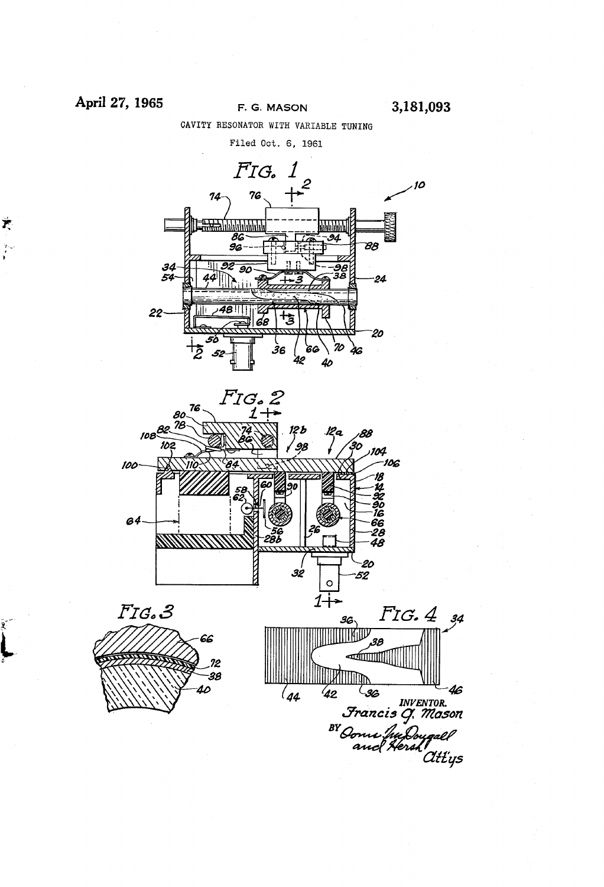April 27, 1965 F. G. MASON 3,181,093

CAVITY RESONATOR WITH VARIABLE TUNING

Filed Oct. 6, 1961

FIG. 1

FIG. 2

FIG. 3

FIG. 4

INVENTOR.
Francis G. Mason

BY Dorne, McDougall and Hersh
Att'ys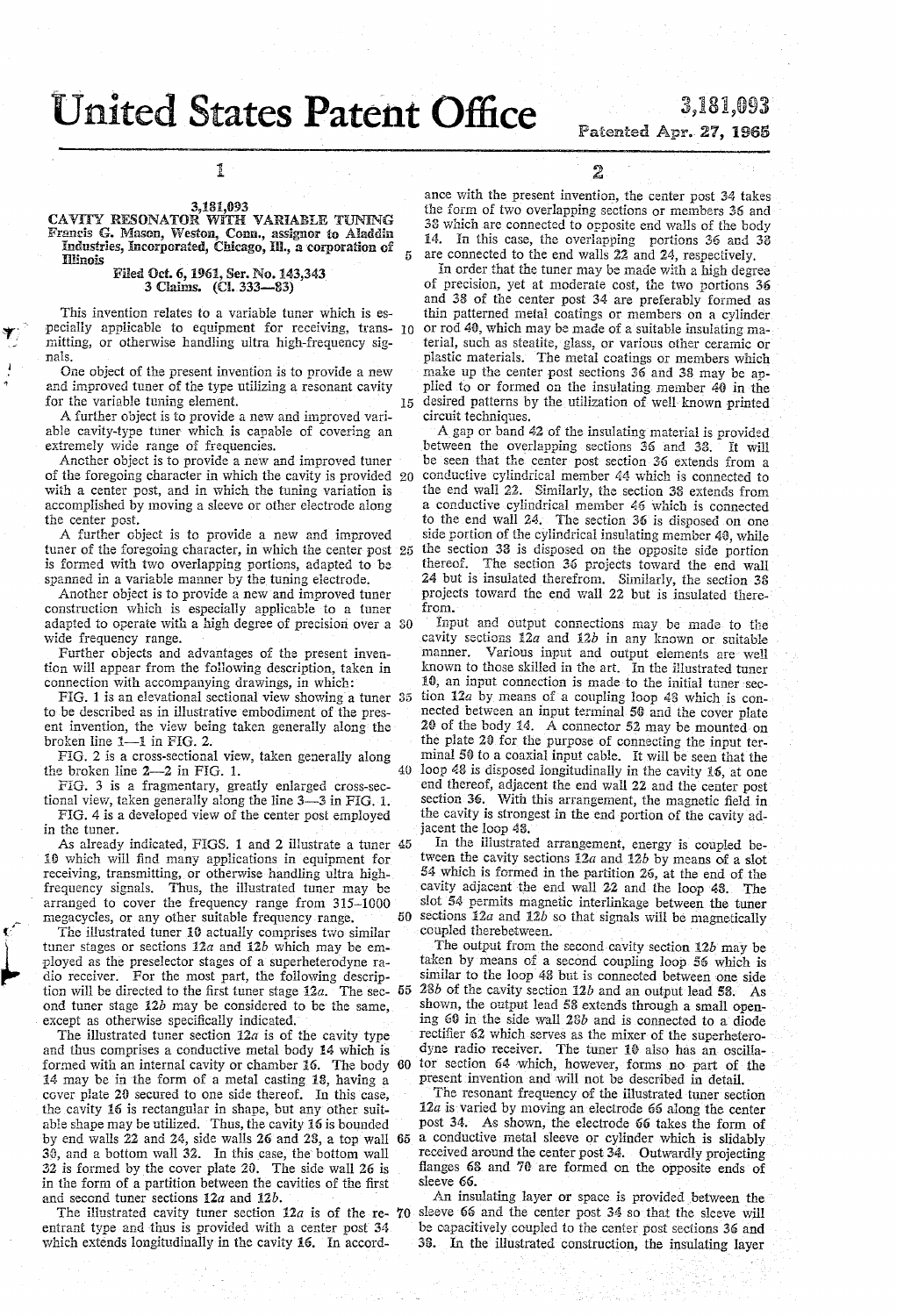# United States Patent Office

**3,181,093**
Patented Apr. 27, 1965

## 3,181,093
## CAVITY RESONATOR WITH VARIABLE TUNING

Francis G. Mason, Weston, Conn., assignor to Aladdin Industries, Incorporated, Chicago, Ill., a corporation of Illinois

Filed Oct. 6, 1961, Ser. No. 143,343
3 Claims. (Cl. 333—83)

This invention relates to a variable tuner which is especially applicable to equipment for receiving, transmitting, or otherwise handling ultra high-frequency signals.

One object of the present invention is to provide a new and improved tuner of the type utilizing a resonant cavity for the variable tuning element.

A further object is to provide a new and improved variable cavity-type tuner which is capable of covering an extremely wide range of frequencies.

Another object is to provide a new and improved tuner of the foregoing character in which the cavity is provided with a center post, and in which the tuning variation is accomplished by moving a sleeve or other electrode along the center post.

A further object is to provide a new and improved tuner of the foregoing character, in which the center post is formed with two overlapping portions, adapted to be spanned in a variable manner by the tuning electrode.

Another object is to provide a new and improved tuner construction which is especially applicable to a tuner adapted to operate with a high degree of precision over a wide frequency range.

Further objects and advantages of the present invention will appear from the following description, taken in connection with accompanying drawings, in which:

FIG. 1 is an elevational sectional view showing a tuner to be described as in illustrative embodiment of the present invention, the view being taken generally along the broken line 1—1 in FIG. 2.

FIG. 2 is a cross-sectional view, taken generally along the broken line 2—2 in FIG. 1.

FIG. 3 is a fragmentary, greatly enlarged cross-sectional view, taken generally along the line 3—3 in FIG. 1.

FIG. 4 is a developed view of the center post employed in the tuner.

As already indicated, FIGS. 1 and 2 illustrate a tuner 10 which will find many applications in equipment for receiving, transmitting, or otherwise handling ultra high-frequency signals. Thus, the illustrated tuner may be arranged to cover the frequency range from 315–1000 megacycles, or any other suitable frequency range.

The illustrated tuner 10 actually comprises two similar tuner stages or sections 12a and 12b which may be employed as the preselector stages of a superheterodyne radio receiver. For the most part, the following description will be directed to the first tuner stage 12a. The second tuner stage 12b may be considered to be the same, except as otherwise specifically indicated.

The illustrated tuner section 12a is of the cavity type and thus comprises a conductive metal body 14 which is formed with an internal cavity or chamber 16. The body 14 may be in the form of a metal casting 18, having a cover plate 20 secured to one side thereof. In this case, the cavity 16 is rectangular in shape, but any other suitable shape may be utilized. Thus, the cavity 16 is bounded by end walls 22 and 24, side walls 26 and 28, a top wall 30, and a bottom wall 32. In this case, the bottom wall 32 is formed by the cover plate 20. The side wall 26 is in the form of a partition between the cavities of the first and second tuner sections 12a and 12b.

The illustrated cavity tuner section 12a is of the reentrant type and thus is provided with a center post 34 which extends longitudinally in the cavity 16. In accordance with the present invention, the center post 34 takes the form of two overlapping sections or members 36 and 38 which are connected to opposite end walls of the body 14. In this case, the overlapping portions 36 and 38 are connected to the end walls 22 and 24, respectively.

In order that the tuner may be made with a high degree of precision, yet at moderate cost, the two portions 36 and 38 of the center post 34 are preferably formed as thin patterned metal coatings or members on a cylinder or rod 40, which may be made of a suitable insulating material, such as steatite, glass, or various other ceramic or plastic materials. The metal coatings or members which make up the center post sections 36 and 38 may be applied to or formed on the insulating member 40 in the desired patterns by the utilization of well known printed circuit techniques.

A gap or band 42 of the insulating material is provided between the overlapping sections 36 and 38. It will be seen that the center post section 36 extends from a conductive cylindrical member 44 which is connected to the end wall 22. Similarly, the section 38 extends from a conductive cylindrical member 46 which is connected to the end wall 24. The section 36 is disposed on one side portion of the cylindrical insulating member 40, while the section 38 is disposed on the opposite side portion thereof. The section 36 projects toward the end wall 24 but is insulated therefrom. Similarly, the section 38 projects toward the end wall 22 but is insulated therefrom.

Input and output connections may be made to the cavity sections 12a and 12b in any known or suitable manner. Various input and output elements are well known to those skilled in the art. In the illustrated tuner 10, an input connection is made to the initial tuner section 12a by means of a coupling loop 48 which is connected between an input terminal 50 and the cover plate 20 of the body 14. A connector 52 may be mounted on the plate 20 for the purpose of connecting the input terminal 50 to a coaxial input cable. It will be seen that the loop 48 is disposed longitudinally in the cavity 16, at one end thereof, adjacent the end wall 22 and the center post section 36. With this arrangement, the magnetic field in the cavity is strongest in the end portion of the cavity adjacent the loop 48.

In the illustrated arrangement, energy is coupled between the cavity sections 12a and 12b by means of a slot 54 which is formed in the partition 26, at the end of the cavity adjacent the end wall 22 and the loop 48. The slot 54 permits magnetic interlinkage between the tuner sections 12a and 12b so that signals will be magnetically coupled therebetween.

The output from the second cavity section 12b may be taken by means of a second coupling loop 56 which is similar to the loop 48 but is connected between one side 28b of the cavity section 12b and an output lead 58. As shown, the output lead 58 extends through a small opening 60 in the side wall 28b and is connected to a diode rectifier 62 which serves as the mixer of the superheterodyne radio receiver. The tuner 10 also has an oscillator section 64 which, however, forms no part of the present invention and will not be described in detail.

The resonant frequency of the illustrated tuner section 12a is varied by moving an electrode 66 along the center post 34. As shown, the electrode 66 takes the form of a conductive metal sleeve or cylinder which is slidably received around the center post 34. Outwardly projecting flanges 68 and 70 are formed on the opposite ends of sleeve 66.

An insulating layer or space is provided between the sleeve 66 and the center post 34 so that the sleeve will be capacitively coupled to the center post sections 36 and 38. In the illustrated construction, the insulating layer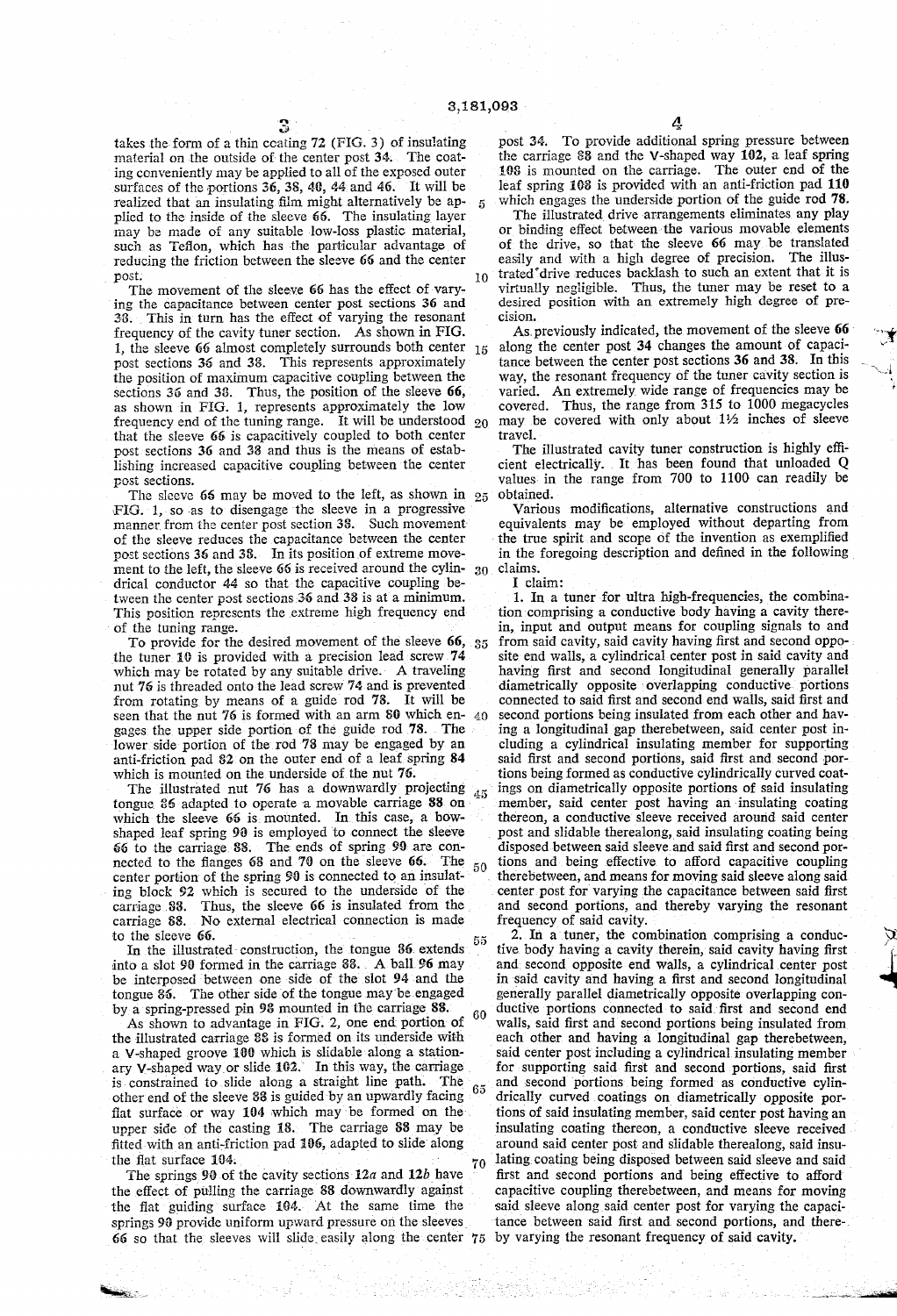takes the form of a thin coating 72 (FIG. 3) of insulating material on the outside of the center post 34. The coating conveniently may be applied to all of the exposed outer surfaces of the portions 36, 38, 40, 44 and 46. It will be realized that an insulating film might alternatively be applied to the inside of the sleeve 66. The insulating layer may be made of any suitable low-loss plastic material, such as Teflon, which has the particular advantage of reducing the friction between the sleeve 66 and the center post.

The movement of the sleeve 66 has the effect of varying the capacitance between center post sections 36 and 38. This in turn has the effect of varying the resonant frequency of the cavity tuner section. As shown in FIG. 1, the sleeve 66 almost completely surrounds both center post sections 36 and 38. This represents approximately the position of maximum capacitive coupling between the sections 36 and 38. Thus, the position of the sleeve 66, as shown in FIG. 1, represents approximately the low frequency end of the tuning range. It will be understood that the sleeve 66 is capacitively coupled to both center post sections 36 and 38 and thus is the means of establishing increased capacitive coupling between the center post sections.

The sleeve 66 may be moved to the left, as shown in FIG. 1, so as to disengage the sleeve in a progressive manner from the center post section 38. Such movement of the sleeve reduces the capacitance between the center post sections 36 and 38. In its position of extreme movement to the left, the sleeve 66 is received around the cylindrical conductor 44 so that the capacitive coupling between the center post sections 36 and 38 is at a minimum. This position represents the extreme high frequency end of the tuning range.

To provide for the desired movement of the sleeve 66, the tuner 10 is provided with a precision lead screw 74 which may be rotated by any suitable drive. A traveling nut 76 is threaded onto the lead screw 74 and is prevented from rotating by means of a guide rod 78. It will be seen that the nut 76 is formed with an arm 80 which engages the upper side portion of the guide rod 78. The lower side portion of the rod 78 may be engaged by an anti-friction pad 82 on the outer end of a leaf spring 84 which is mounted on the underside of the nut 76.

The illustrated nut 76 has a downwardly projecting tongue 86 adapted to operate a movable carriage 88 on which the sleeve 66 is mounted. In this case, a bow-shaped leaf spring 90 is employed to connect the sleeve 66 to the carriage 88. The ends of spring 90 are connected to the flanges 68 and 70 on the sleeve 66. The center portion of the spring 90 is connected to an insulating block 92 which is secured to the underside of the carriage 88. Thus, the sleeve 66 is insulated from the carriage 88. No external electrical connection is made to the sleeve 66.

In the illustrated construction, the tongue 86 extends into a slot 90 formed in the carriage 88. A ball 96 may be interposed between one side of the slot 94 and the tongue 86. The other side of the tongue may be engaged by a spring-pressed pin 98 mounted in the carriage 88.

As shown to advantage in FIG. 2, one end portion of the illustrated carriage 88 is formed on its underside with a V-shaped groove 100 which is slidable along a stationary V-shaped way or slide 102. In this way, the carriage is constrained to slide along a straight line path. The other end of the sleeve 88 is guided by an upwardly facing flat surface or way 104 which may be formed on the upper side of the casting 18. The carriage 88 may be fitted with an anti-friction pad 106, adapted to slide along the flat surface 104.

The springs 90 of the cavity sections 12a and 12b have the effect of pulling the carriage 88 downwardly against the flat guiding surface 104. At the same time the springs 90 provide uniform upward pressure on the sleeves 66 so that the sleeves will slide easily along the center post 34. To provide additional spring pressure between the carriage 88 and the V-shaped way 102, a leaf spring 108 is mounted on the carriage. The outer end of the leaf spring 108 is provided with an anti-friction pad 110 which engages the underside portion of the guide rod 78.

The illustrated drive arrangements eliminates any play or binding effect between the various movable elements of the drive, so that the sleeve 66 may be translated easily and with a high degree of precision. The illustrated drive reduces backlash to such an extent that it is virtually negligible. Thus, the tuner may be reset to a desired position with an extremely high degree of precision.

As previously indicated, the movement of the sleeve 66 along the center post 34 changes the amount of capacitance between the center post sections 36 and 38. In this way, the resonant frequency of the tuner cavity section is varied. An extremely wide range of frequencies may be covered. Thus, the range from 315 to 1000 megacycles may be covered with only about 1½ inches of sleeve travel.

The illustrated cavity tuner construction is highly efficient electrically. It has been found that unloaded Q values in the range from 700 to 1100 can readily be obtained.

Various modifications, alternative constructions and equivalents may be employed without departing from the true spirit and scope of the invention as exemplified in the foregoing description and defined in the following claims.

I claim:

1. In a tuner for ultra high-frequencies, the combination comprising a conductive body having a cavity therein, input and output means for coupling signals to and from said cavity, said cavity having first and second opposite end walls, a cylindrical center post in said cavity and having first and second longitudinal generally parallel diametrically opposite overlapping conductive portions connected to said first and second end walls, said first and second portions being insulated from each other and having a longitudinal gap therebetween, said center post including a cylindrical insulating member for supporting said first and second portions, said first and second portions being formed as conductive cylindrically curved coatings on diametrically opposite portions of said insulating member, said center post having an insulating coating thereon, a conductive sleeve received around said center post and slidable therealong, said insulating coating being disposed between said sleeve and said first and second portions and being effective to afford capacitive coupling therebetween, and means for moving said sleeve along said center post for varying the capacitance between said first and second portions, and thereby varying the resonant frequency of said cavity.

2. In a tuner, the combination comprising a conductive body having a cavity therein, said cavity having first and second opposite end walls, a cylindrical center post in said cavity and having a first and second longitudinal generally parallel diametrically opposite overlapping conductive portions connected to said first and second end walls, said first and second portions being insulated from each other and having a longitudinal gap therebetween, said center post including a cylindrical insulating member for supporting said first and second portions, said first and second portions being formed as conductive cylindrically curved coatings on diametrically opposite portions of said insulating member, said center post having an insulating coating thereon, a conductive sleeve received around said center post and slidable therealong, said insulating coating being disposed between said sleeve and said first and second portions and being effective to afford capacitive coupling therebetween, and means for moving said sleeve along said center post for varying the capacitance between said first and second portions, and thereby varying the resonant frequency of said cavity.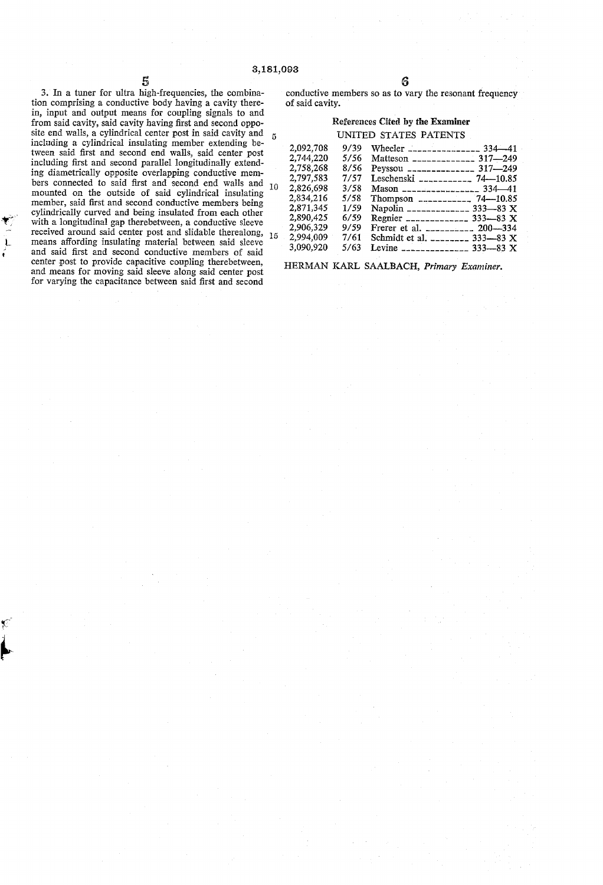3. In a tuner for ultra high-frequencies, the combination comprising a conductive body having a cavity therein, input and output means for coupling signals to and from said cavity, said cavity having first and second opposite end walls, a cylindrical center post in said cavity and including a cylindrical insulating member extending between said first and second end walls, said center post including first and second parallel longitudinally extending diametrically opposite overlapping conductive members connected to said first and second end walls and mounted on the outside of said cylindrical insulating member, said first and second conductive members being cylindrically curved and being insulated from each other with a longitudinal gap therebetween, a conductive sleeve received around said center post and slidable therealong, means affording insulating material between said sleeve and said first and second conductive members of said center post to provide capacitive coupling therebetween, and means for moving said sleeve along said center post for varying the capacitance between said first and second conductive members so as to vary the resonant frequency of said cavity.

**References Cited by the Examiner**

UNITED STATES PATENTS

| | | | |
|---|---|---|---|
| 2,092,708 | 9/39 | Wheeler | 334—41 |
| 2,744,220 | 5/56 | Matteson | 317—249 |
| 2,758,268 | 8/56 | Peyssou | 317—249 |
| 2,797,583 | 7/57 | Leschenski | 74—10.85 |
| 2,826,698 | 3/58 | Mason | 334—41 |
| 2,834,216 | 5/58 | Thompson | 74—10.85 |
| 2,871,345 | 1/59 | Napolin | 333—83 X |
| 2,890,425 | 6/59 | Regnier | 333—83 X |
| 2,906,329 | 9/59 | Frerer et al. | 200—334 |
| 2,994,009 | 7/61 | Schmidt et al. | 333—83 X |
| 3,090,920 | 5/63 | Levine | 333—83 X |

HERMAN KARL SAALBACH, *Primary Examiner.*